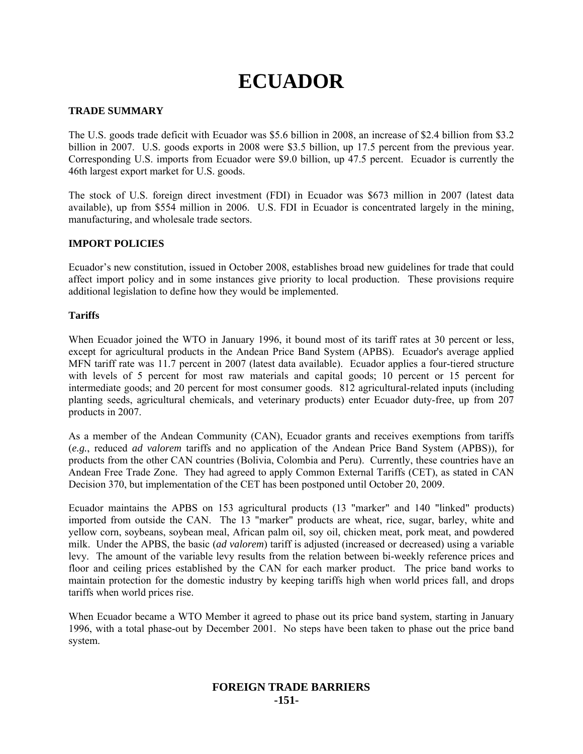# ECUADOR

## TRADE SUMMARY

The U.S. goods trade deficit with Ecuador was $5.6 billion in 2008, an increase of $2.4 billion from $3.2 billion in 2007. U.S. goods exports in 2008 were $3.5 billion, up 17.5 percent from the previous year. Corresponding U.S. imports from Ecuador were $9.0 billion, up 47.5 percent. Ecuador is currently the 46th largest export market for U.S. goods.

The stock of U.S. foreign direct investment (FDI) in Ecuador was $673 million in 2007 (latest data available), up from $554 million in 2006. U.S. FDI in Ecuador is concentrated largely in the mining, manufacturing, and wholesale trade sectors.

## IMPORT POLICIES

Ecuador's new constitution, issued in October 2008, establishes broad new guidelines for trade that could affect import policy and in some instances give priority to local production. These provisions require additional legislation to define how they would be implemented.

### Tariffs

When Ecuador joined the WTO in January 1996, it bound most of its tariff rates at 30 percent or less, except for agricultural products in the Andean Price Band System (APBS). Ecuador's average applied MFN tariff rate was 11.7 percent in 2007 (latest data available). Ecuador applies a four-tiered structure with levels of 5 percent for most raw materials and capital goods; 10 percent or 15 percent for intermediate goods; and 20 percent for most consumer goods. 812 agricultural-related inputs (including planting seeds, agricultural chemicals, and veterinary products) enter Ecuador duty-free, up from 207 products in 2007.

As a member of the Andean Community (CAN), Ecuador grants and receives exemptions from tariffs (*e.g.*, reduced *ad valorem* tariffs and no application of the Andean Price Band System (APBS)), for products from the other CAN countries (Bolivia, Colombia and Peru). Currently, these countries have an Andean Free Trade Zone. They had agreed to apply Common External Tariffs (CET), as stated in CAN Decision 370, but implementation of the CET has been postponed until October 20, 2009.

Ecuador maintains the APBS on 153 agricultural products (13 "marker" and 140 "linked" products) imported from outside the CAN. The 13 "marker" products are wheat, rice, sugar, barley, white and yellow corn, soybeans, soybean meal, African palm oil, soy oil, chicken meat, pork meat, and powdered milk. Under the APBS, the basic (*ad valorem*) tariff is adjusted (increased or decreased) using a variable levy. The amount of the variable levy results from the relation between bi-weekly reference prices and floor and ceiling prices established by the CAN for each marker product. The price band works to maintain protection for the domestic industry by keeping tariffs high when world prices fall, and drops tariffs when world prices rise.

When Ecuador became a WTO Member it agreed to phase out its price band system, starting in January 1996, with a total phase-out by December 2001. No steps have been taken to phase out the price band system.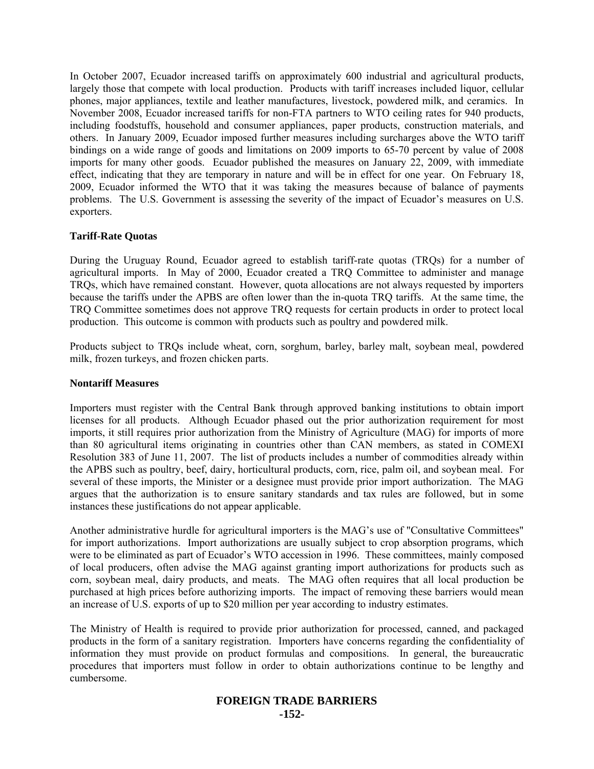In October 2007, Ecuador increased tariffs on approximately 600 industrial and agricultural products, largely those that compete with local production. Products with tariff increases included liquor, cellular phones, major appliances, textile and leather manufactures, livestock, powdered milk, and ceramics. In November 2008, Ecuador increased tariffs for non-FTA partners to WTO ceiling rates for 940 products, including foodstuffs, household and consumer appliances, paper products, construction materials, and others. In January 2009, Ecuador imposed further measures including surcharges above the WTO tariff bindings on a wide range of goods and limitations on 2009 imports to 65-70 percent by value of 2008 imports for many other goods. Ecuador published the measures on January 22, 2009, with immediate effect, indicating that they are temporary in nature and will be in effect for one year. On February 18, 2009, Ecuador informed the WTO that it was taking the measures because of balance of payments problems. The U.S. Government is assessing the severity of the impact of Ecuador's measures on U.S. exporters.

**Tariff-Rate Quotas**

During the Uruguay Round, Ecuador agreed to establish tariff-rate quotas (TRQs) for a number of agricultural imports. In May of 2000, Ecuador created a TRQ Committee to administer and manage TRQs, which have remained constant. However, quota allocations are not always requested by importers because the tariffs under the APBS are often lower than the in-quota TRQ tariffs. At the same time, the TRQ Committee sometimes does not approve TRQ requests for certain products in order to protect local production. This outcome is common with products such as poultry and powdered milk.

Products subject to TRQs include wheat, corn, sorghum, barley, barley malt, soybean meal, powdered milk, frozen turkeys, and frozen chicken parts.

**Nontariff Measures**

Importers must register with the Central Bank through approved banking institutions to obtain import licenses for all products. Although Ecuador phased out the prior authorization requirement for most imports, it still requires prior authorization from the Ministry of Agriculture (MAG) for imports of more than 80 agricultural items originating in countries other than CAN members, as stated in COMEXI Resolution 383 of June 11, 2007. The list of products includes a number of commodities already within the APBS such as poultry, beef, dairy, horticultural products, corn, rice, palm oil, and soybean meal. For several of these imports, the Minister or a designee must provide prior import authorization. The MAG argues that the authorization is to ensure sanitary standards and tax rules are followed, but in some instances these justifications do not appear applicable.

Another administrative hurdle for agricultural importers is the MAG's use of "Consultative Committees" for import authorizations. Import authorizations are usually subject to crop absorption programs, which were to be eliminated as part of Ecuador's WTO accession in 1996. These committees, mainly composed of local producers, often advise the MAG against granting import authorizations for products such as corn, soybean meal, dairy products, and meats. The MAG often requires that all local production be purchased at high prices before authorizing imports. The impact of removing these barriers would mean an increase of U.S. exports of up to $20 million per year according to industry estimates.

The Ministry of Health is required to provide prior authorization for processed, canned, and packaged products in the form of a sanitary registration. Importers have concerns regarding the confidentiality of information they must provide on product formulas and compositions. In general, the bureaucratic procedures that importers must follow in order to obtain authorizations continue to be lengthy and cumbersome.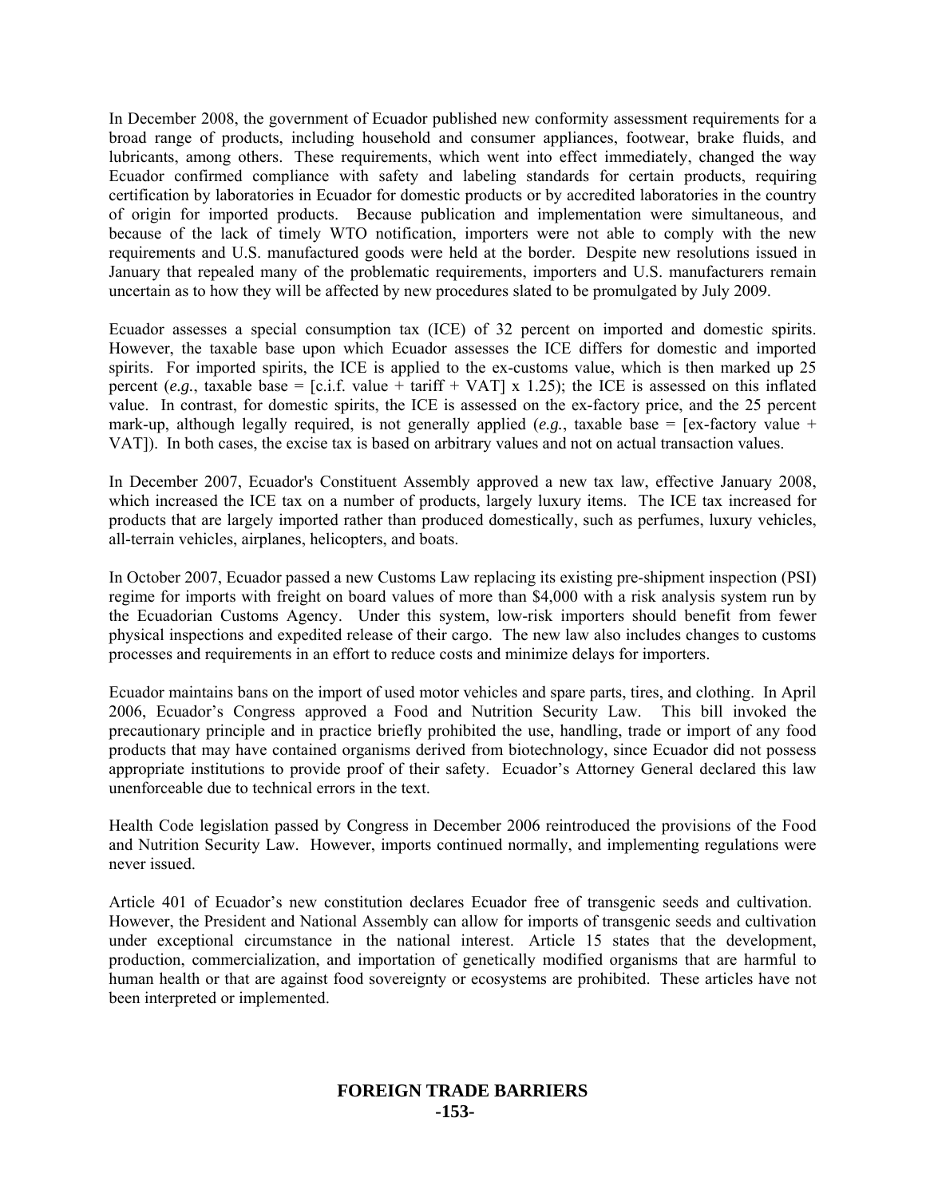In December 2008, the government of Ecuador published new conformity assessment requirements for a broad range of products, including household and consumer appliances, footwear, brake fluids, and lubricants, among others. These requirements, which went into effect immediately, changed the way Ecuador confirmed compliance with safety and labeling standards for certain products, requiring certification by laboratories in Ecuador for domestic products or by accredited laboratories in the country of origin for imported products. Because publication and implementation were simultaneous, and because of the lack of timely WTO notification, importers were not able to comply with the new requirements and U.S. manufactured goods were held at the border. Despite new resolutions issued in January that repealed many of the problematic requirements, importers and U.S. manufacturers remain uncertain as to how they will be affected by new procedures slated to be promulgated by July 2009.

Ecuador assesses a special consumption tax (ICE) of 32 percent on imported and domestic spirits. However, the taxable base upon which Ecuador assesses the ICE differs for domestic and imported spirits. For imported spirits, the ICE is applied to the ex-customs value, which is then marked up 25 percent (*e.g.*, taxable base = [c.i.f. value + tariff + VAT] x 1.25); the ICE is assessed on this inflated value. In contrast, for domestic spirits, the ICE is assessed on the ex-factory price, and the 25 percent mark-up, although legally required, is not generally applied (*e.g.*, taxable base = [ex-factory value + VAT]). In both cases, the excise tax is based on arbitrary values and not on actual transaction values.

In December 2007, Ecuador's Constituent Assembly approved a new tax law, effective January 2008, which increased the ICE tax on a number of products, largely luxury items. The ICE tax increased for products that are largely imported rather than produced domestically, such as perfumes, luxury vehicles, all-terrain vehicles, airplanes, helicopters, and boats.

In October 2007, Ecuador passed a new Customs Law replacing its existing pre-shipment inspection (PSI) regime for imports with freight on board values of more than $4,000 with a risk analysis system run by the Ecuadorian Customs Agency. Under this system, low-risk importers should benefit from fewer physical inspections and expedited release of their cargo. The new law also includes changes to customs processes and requirements in an effort to reduce costs and minimize delays for importers.

Ecuador maintains bans on the import of used motor vehicles and spare parts, tires, and clothing. In April 2006, Ecuador's Congress approved a Food and Nutrition Security Law. This bill invoked the precautionary principle and in practice briefly prohibited the use, handling, trade or import of any food products that may have contained organisms derived from biotechnology, since Ecuador did not possess appropriate institutions to provide proof of their safety. Ecuador's Attorney General declared this law unenforceable due to technical errors in the text.

Health Code legislation passed by Congress in December 2006 reintroduced the provisions of the Food and Nutrition Security Law. However, imports continued normally, and implementing regulations were never issued.

Article 401 of Ecuador's new constitution declares Ecuador free of transgenic seeds and cultivation. However, the President and National Assembly can allow for imports of transgenic seeds and cultivation under exceptional circumstance in the national interest. Article 15 states that the development, production, commercialization, and importation of genetically modified organisms that are harmful to human health or that are against food sovereignty or ecosystems are prohibited. These articles have not been interpreted or implemented.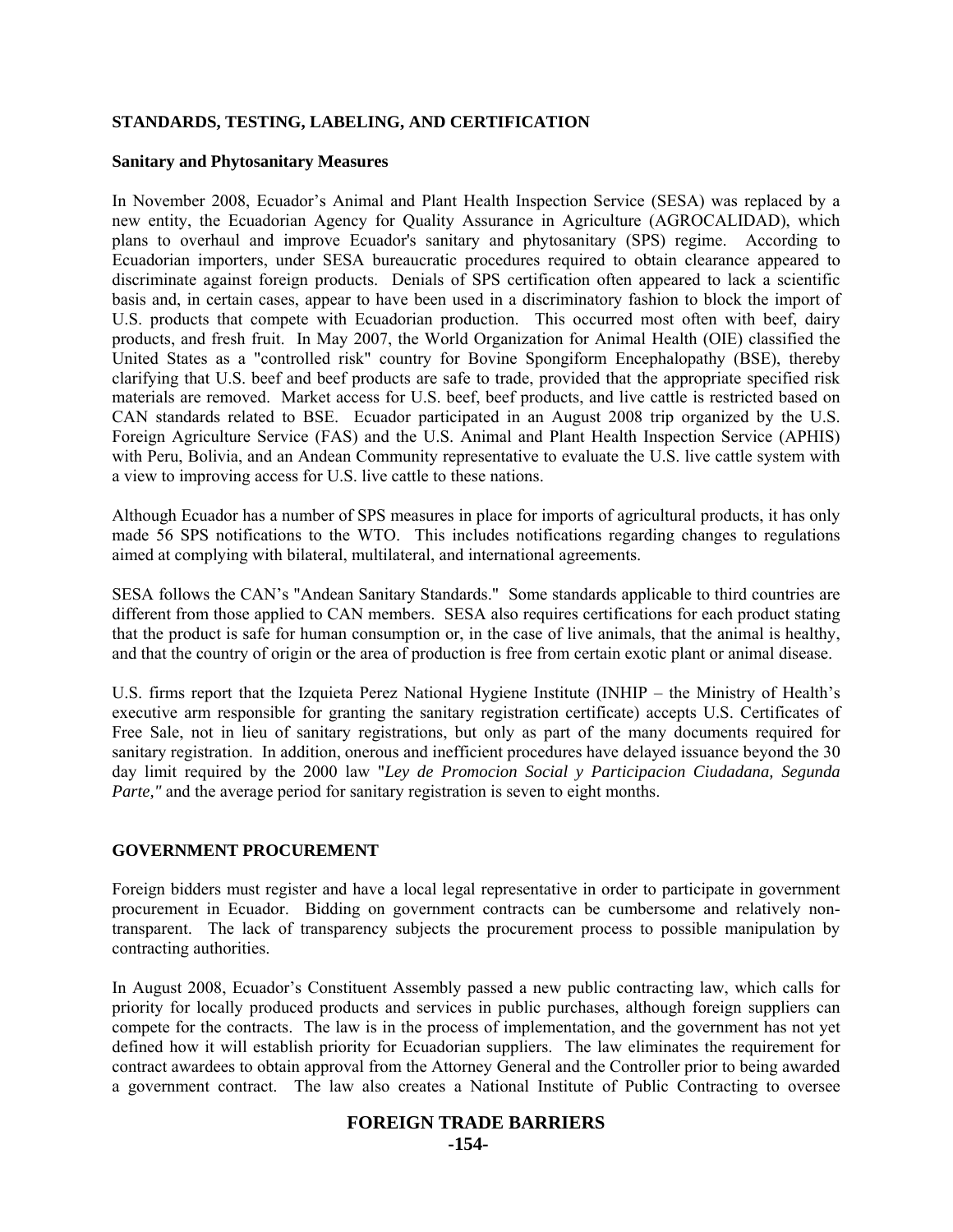## STANDARDS, TESTING, LABELING, AND CERTIFICATION

### Sanitary and Phytosanitary Measures

In November 2008, Ecuador's Animal and Plant Health Inspection Service (SESA) was replaced by a new entity, the Ecuadorian Agency for Quality Assurance in Agriculture (AGROCALIDAD), which plans to overhaul and improve Ecuador's sanitary and phytosanitary (SPS) regime. According to Ecuadorian importers, under SESA bureaucratic procedures required to obtain clearance appeared to discriminate against foreign products. Denials of SPS certification often appeared to lack a scientific basis and, in certain cases, appear to have been used in a discriminatory fashion to block the import of U.S. products that compete with Ecuadorian production. This occurred most often with beef, dairy products, and fresh fruit. In May 2007, the World Organization for Animal Health (OIE) classified the United States as a "controlled risk" country for Bovine Spongiform Encephalopathy (BSE), thereby clarifying that U.S. beef and beef products are safe to trade, provided that the appropriate specified risk materials are removed. Market access for U.S. beef, beef products, and live cattle is restricted based on CAN standards related to BSE. Ecuador participated in an August 2008 trip organized by the U.S. Foreign Agriculture Service (FAS) and the U.S. Animal and Plant Health Inspection Service (APHIS) with Peru, Bolivia, and an Andean Community representative to evaluate the U.S. live cattle system with a view to improving access for U.S. live cattle to these nations.

Although Ecuador has a number of SPS measures in place for imports of agricultural products, it has only made 56 SPS notifications to the WTO. This includes notifications regarding changes to regulations aimed at complying with bilateral, multilateral, and international agreements.

SESA follows the CAN's "Andean Sanitary Standards." Some standards applicable to third countries are different from those applied to CAN members. SESA also requires certifications for each product stating that the product is safe for human consumption or, in the case of live animals, that the animal is healthy, and that the country of origin or the area of production is free from certain exotic plant or animal disease.

U.S. firms report that the Izquieta Perez National Hygiene Institute (INHIP – the Ministry of Health's executive arm responsible for granting the sanitary registration certificate) accepts U.S. Certificates of Free Sale, not in lieu of sanitary registrations, but only as part of the many documents required for sanitary registration. In addition, onerous and inefficient procedures have delayed issuance beyond the 30 day limit required by the 2000 law "*Ley de Promocion Social y Participacion Ciudadana, Segunda Parte,"* and the average period for sanitary registration is seven to eight months.

## GOVERNMENT PROCUREMENT

Foreign bidders must register and have a local legal representative in order to participate in government procurement in Ecuador. Bidding on government contracts can be cumbersome and relatively non-transparent. The lack of transparency subjects the procurement process to possible manipulation by contracting authorities.

In August 2008, Ecuador's Constituent Assembly passed a new public contracting law, which calls for priority for locally produced products and services in public purchases, although foreign suppliers can compete for the contracts. The law is in the process of implementation, and the government has not yet defined how it will establish priority for Ecuadorian suppliers. The law eliminates the requirement for contract awardees to obtain approval from the Attorney General and the Controller prior to being awarded a government contract. The law also creates a National Institute of Public Contracting to oversee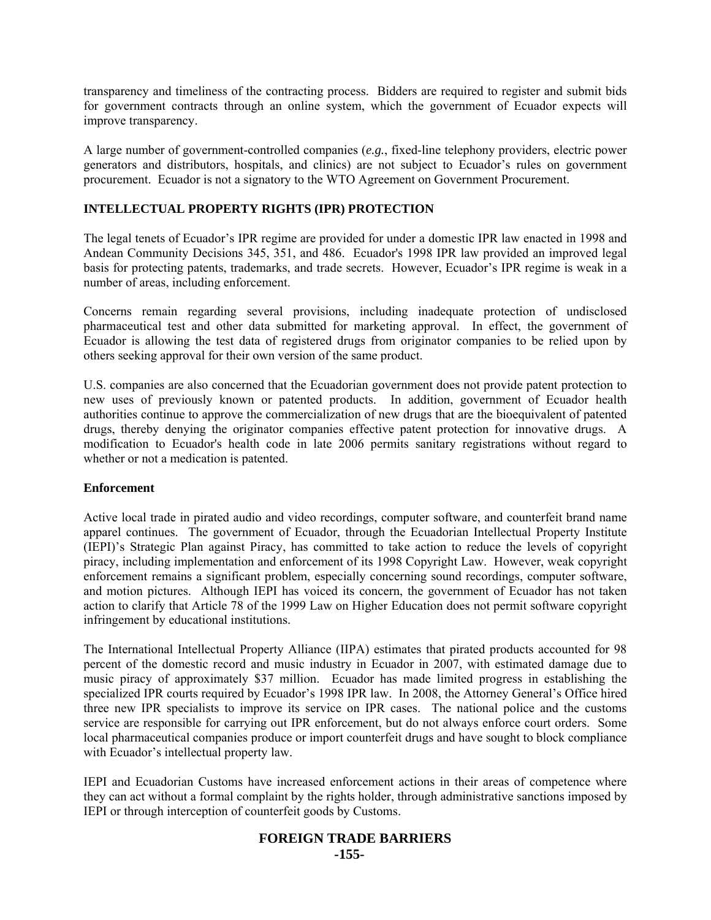transparency and timeliness of the contracting process. Bidders are required to register and submit bids for government contracts through an online system, which the government of Ecuador expects will improve transparency.

A large number of government-controlled companies (*e.g.*, fixed-line telephony providers, electric power generators and distributors, hospitals, and clinics) are not subject to Ecuador's rules on government procurement. Ecuador is not a signatory to the WTO Agreement on Government Procurement.

## INTELLECTUAL PROPERTY RIGHTS (IPR) PROTECTION

The legal tenets of Ecuador's IPR regime are provided for under a domestic IPR law enacted in 1998 and Andean Community Decisions 345, 351, and 486. Ecuador's 1998 IPR law provided an improved legal basis for protecting patents, trademarks, and trade secrets. However, Ecuador's IPR regime is weak in a number of areas, including enforcement.

Concerns remain regarding several provisions, including inadequate protection of undisclosed pharmaceutical test and other data submitted for marketing approval. In effect, the government of Ecuador is allowing the test data of registered drugs from originator companies to be relied upon by others seeking approval for their own version of the same product.

U.S. companies are also concerned that the Ecuadorian government does not provide patent protection to new uses of previously known or patented products. In addition, government of Ecuador health authorities continue to approve the commercialization of new drugs that are the bioequivalent of patented drugs, thereby denying the originator companies effective patent protection for innovative drugs. A modification to Ecuador's health code in late 2006 permits sanitary registrations without regard to whether or not a medication is patented.

### Enforcement

Active local trade in pirated audio and video recordings, computer software, and counterfeit brand name apparel continues. The government of Ecuador, through the Ecuadorian Intellectual Property Institute (IEPI)'s Strategic Plan against Piracy, has committed to take action to reduce the levels of copyright piracy, including implementation and enforcement of its 1998 Copyright Law. However, weak copyright enforcement remains a significant problem, especially concerning sound recordings, computer software, and motion pictures. Although IEPI has voiced its concern, the government of Ecuador has not taken action to clarify that Article 78 of the 1999 Law on Higher Education does not permit software copyright infringement by educational institutions.

The International Intellectual Property Alliance (IIPA) estimates that pirated products accounted for 98 percent of the domestic record and music industry in Ecuador in 2007, with estimated damage due to music piracy of approximately $37 million. Ecuador has made limited progress in establishing the specialized IPR courts required by Ecuador's 1998 IPR law. In 2008, the Attorney General's Office hired three new IPR specialists to improve its service on IPR cases. The national police and the customs service are responsible for carrying out IPR enforcement, but do not always enforce court orders. Some local pharmaceutical companies produce or import counterfeit drugs and have sought to block compliance with Ecuador's intellectual property law.

IEPI and Ecuadorian Customs have increased enforcement actions in their areas of competence where they can act without a formal complaint by the rights holder, through administrative sanctions imposed by IEPI or through interception of counterfeit goods by Customs.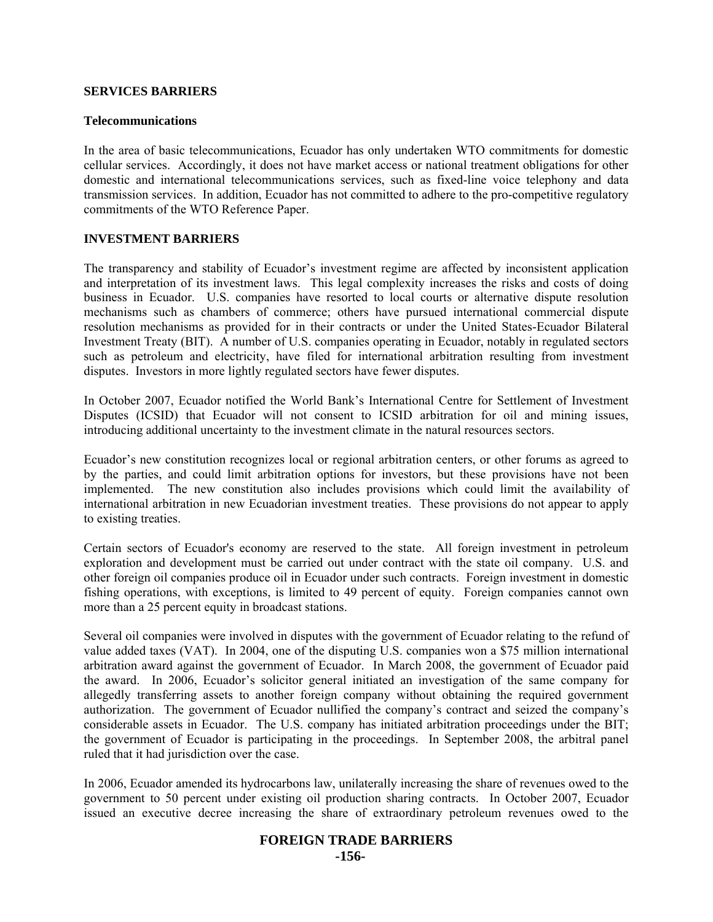## SERVICES BARRIERS

### Telecommunications

In the area of basic telecommunications, Ecuador has only undertaken WTO commitments for domestic cellular services. Accordingly, it does not have market access or national treatment obligations for other domestic and international telecommunications services, such as fixed-line voice telephony and data transmission services. In addition, Ecuador has not committed to adhere to the pro-competitive regulatory commitments of the WTO Reference Paper.

## INVESTMENT BARRIERS

The transparency and stability of Ecuador's investment regime are affected by inconsistent application and interpretation of its investment laws. This legal complexity increases the risks and costs of doing business in Ecuador. U.S. companies have resorted to local courts or alternative dispute resolution mechanisms such as chambers of commerce; others have pursued international commercial dispute resolution mechanisms as provided for in their contracts or under the United States-Ecuador Bilateral Investment Treaty (BIT). A number of U.S. companies operating in Ecuador, notably in regulated sectors such as petroleum and electricity, have filed for international arbitration resulting from investment disputes. Investors in more lightly regulated sectors have fewer disputes.

In October 2007, Ecuador notified the World Bank's International Centre for Settlement of Investment Disputes (ICSID) that Ecuador will not consent to ICSID arbitration for oil and mining issues, introducing additional uncertainty to the investment climate in the natural resources sectors.

Ecuador's new constitution recognizes local or regional arbitration centers, or other forums as agreed to by the parties, and could limit arbitration options for investors, but these provisions have not been implemented. The new constitution also includes provisions which could limit the availability of international arbitration in new Ecuadorian investment treaties. These provisions do not appear to apply to existing treaties.

Certain sectors of Ecuador's economy are reserved to the state. All foreign investment in petroleum exploration and development must be carried out under contract with the state oil company. U.S. and other foreign oil companies produce oil in Ecuador under such contracts. Foreign investment in domestic fishing operations, with exceptions, is limited to 49 percent of equity. Foreign companies cannot own more than a 25 percent equity in broadcast stations.

Several oil companies were involved in disputes with the government of Ecuador relating to the refund of value added taxes (VAT). In 2004, one of the disputing U.S. companies won a $75 million international arbitration award against the government of Ecuador. In March 2008, the government of Ecuador paid the award. In 2006, Ecuador's solicitor general initiated an investigation of the same company for allegedly transferring assets to another foreign company without obtaining the required government authorization. The government of Ecuador nullified the company's contract and seized the company's considerable assets in Ecuador. The U.S. company has initiated arbitration proceedings under the BIT; the government of Ecuador is participating in the proceedings. In September 2008, the arbitral panel ruled that it had jurisdiction over the case.

In 2006, Ecuador amended its hydrocarbons law, unilaterally increasing the share of revenues owed to the government to 50 percent under existing oil production sharing contracts. In October 2007, Ecuador issued an executive decree increasing the share of extraordinary petroleum revenues owed to the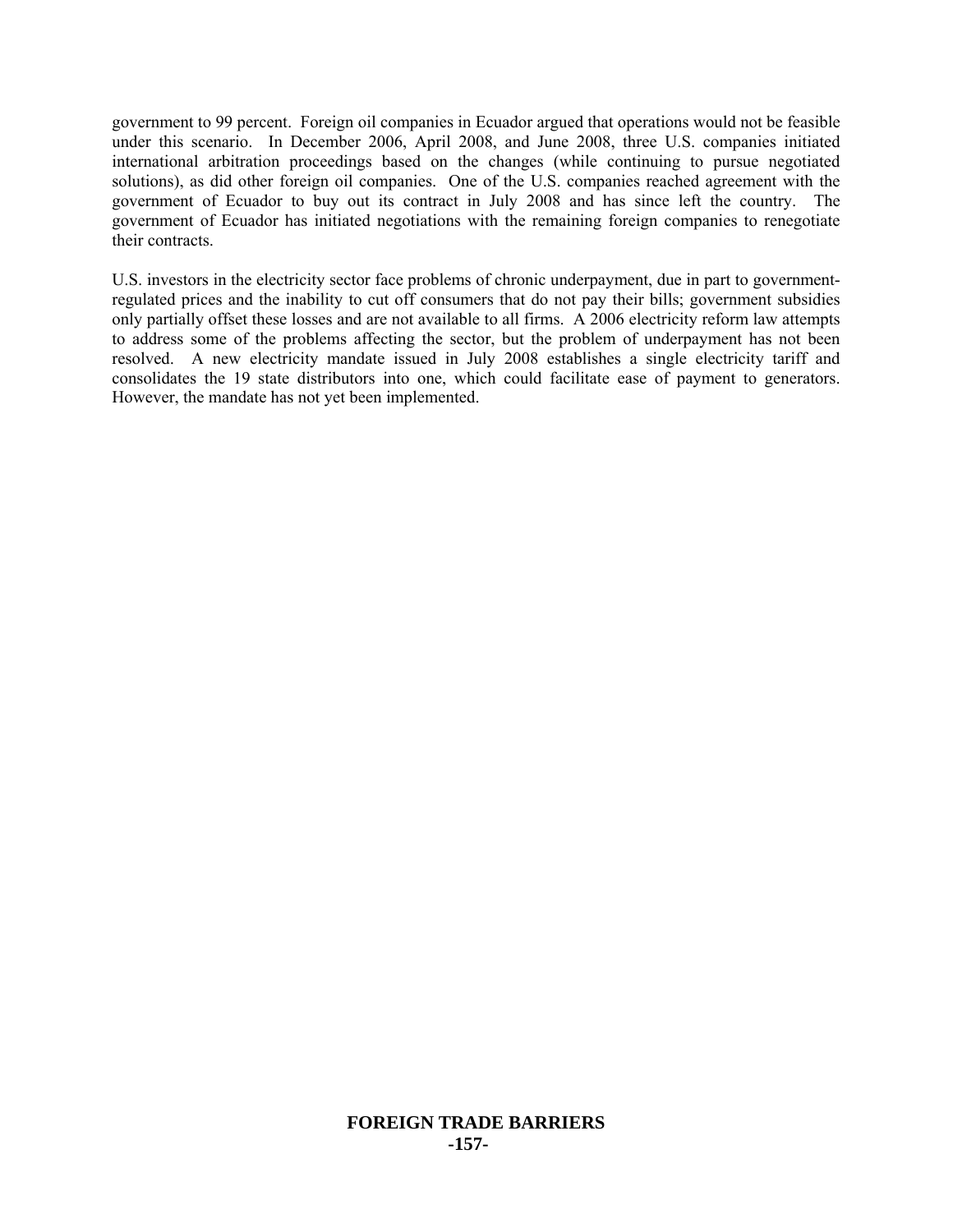government to 99 percent. Foreign oil companies in Ecuador argued that operations would not be feasible under this scenario. In December 2006, April 2008, and June 2008, three U.S. companies initiated international arbitration proceedings based on the changes (while continuing to pursue negotiated solutions), as did other foreign oil companies. One of the U.S. companies reached agreement with the government of Ecuador to buy out its contract in July 2008 and has since left the country. The government of Ecuador has initiated negotiations with the remaining foreign companies to renegotiate their contracts.

U.S. investors in the electricity sector face problems of chronic underpayment, due in part to government-regulated prices and the inability to cut off consumers that do not pay their bills; government subsidies only partially offset these losses and are not available to all firms. A 2006 electricity reform law attempts to address some of the problems affecting the sector, but the problem of underpayment has not been resolved. A new electricity mandate issued in July 2008 establishes a single electricity tariff and consolidates the 19 state distributors into one, which could facilitate ease of payment to generators. However, the mandate has not yet been implemented.